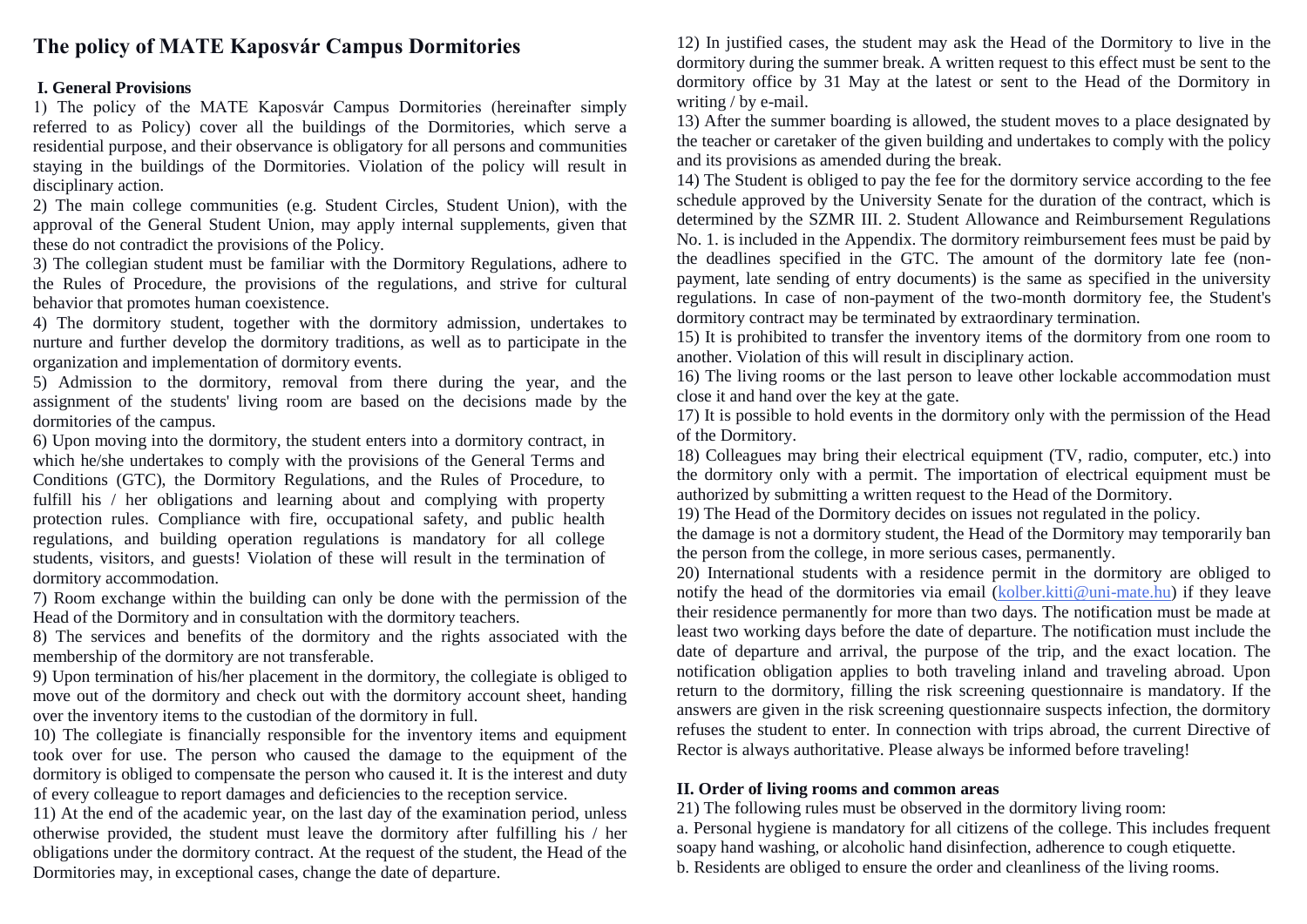# The policy of MATE Kaposvár Campus Dormitories

## I. General Provisions

1) The policy of the MATE Kaposvár Campus Dormitories (hereinafter simply referred to as Policy) cover all the buildings of the Dormitories, which serve a residential purpose, and their observance is obligatory for all persons and communities staying in the buildings of the Dormitories. Violation of the policy will result in disciplinary action.

2) The main college communities (e.g. Student Circles, Student Union), with the approval of the General Student Union, may apply internal supplements, given that these do not contradict the provisions of the Policy.

3) The collegian student must be familiar with the Dormitory Regulations, adhere to the Rules of Procedure, the provisions of the regulations, and strive for cultural behavior that promotes human coexistence.

4) The dormitory student, together with the dormitory admission, undertakes to nurture and further develop the dormitory traditions, as well as to participate in the organization and implementation of dormitory events.

5) Admission to the dormitory, removal from there during the year, and the assignment of the students' living room are based on the decisions made by the dormitories of the campus.

6) Upon moving into the dormitory, the student enters into a dormitory contract, in which he/she undertakes to comply with the provisions of the General Terms and Conditions (GTC), the Dormitory Regulations, and the Rules of Procedure, to fulfill his / her obligations and learning about and complying with property protection rules. Compliance with fire, occupational safety, and public health regulations, and building operation regulations is mandatory for all college students, visitors, and guests! Violation of these will result in the termination of dormitory accommodation.

7) Room exchange within the building can only be done with the permission of the Head of the Dormitory and in consultation with the dormitory teachers.

8) The services and benefits of the dormitory and the rights associated with the membership of the dormitory are not transferable.

9) Upon termination of his/her placement in the dormitory, the collegiate is obliged to move out of the dormitory and check out with the dormitory account sheet, handing over the inventory items to the custodian of the dormitory in full.

10) The collegiate is financially responsible for the inventory items and equipment took over for use. The person who caused the damage to the equipment of the dormitory is obliged to compensate the person who caused it. It is the interest and duty of every colleague to report damages and deficiencies to the reception service.

11) At the end of the academic year, on the last day of the examination period, unless otherwise provided, the student must leave the dormitory after fulfilling his / her obligations under the dormitory contract. At the request of the student, the Head of the Dormitories may, in exceptional cases, change the date of departure.

12) In justified cases, the student may ask the Head of the Dormitory to live in the dormitory during the summer break. A written request to this effect must be sent to the dormitory office by 31 May at the latest or sent to the Head of the Dormitory in writing / by e-mail.

13) After the summer boarding is allowed, the student moves to a place designated by the teacher or caretaker of the given building and undertakes to comply with the policy and its provisions as amended during the break.

14) The Student is obliged to pay the fee for the dormitory service according to the fee schedule approved by the University Senate for the duration of the contract, which is determined by the SZMR III. 2. Student Allowance and Reimbursement Regulations No. 1. is included in the Appendix. The dormitory reimbursement fees must be paid by the deadlines specified in the GTC. The amount of the dormitory late fee (non-payment, late sending of entry documents) is the same as specified in the university regulations. In case of non-payment of the two-month dormitory fee, the Student's dormitory contract may be terminated by extraordinary termination.

15) It is prohibited to transfer the inventory items of the dormitory from one room to another. Violation of this will result in disciplinary action.

16) The living rooms or the last person to leave other lockable accommodation must close it and hand over the key at the gate.

17) It is possible to hold events in the dormitory only with the permission of the Head of the Dormitory.

18) Colleagues may bring their electrical equipment (TV, radio, computer, etc.) into the dormitory only with a permit. The importation of electrical equipment must be authorized by submitting a written request to the Head of the Dormitory.

19) The Head of the Dormitory decides on issues not regulated in the policy.

the damage is not a dormitory student, the Head of the Dormitory may temporarily ban the person from the college, in more serious cases, permanently.

20) International students with a residence permit in the dormitory are obliged to notify the head of the dormitories via email (kolber.kitti@uni-mate.hu) if they leave their residence permanently for more than two days. The notification must be made at least two working days before the date of departure. The notification must include the date of departure and arrival, the purpose of the trip, and the exact location. The notification obligation applies to both traveling inland and traveling abroad. Upon return to the dormitory, filling the risk screening questionnaire is mandatory. If the answers are given in the risk screening questionnaire suspects infection, the dormitory refuses the student to enter. In connection with trips abroad, the current Directive of Rector is always authoritative. Please always be informed before traveling!

## II. Order of living rooms and common areas

21) The following rules must be observed in the dormitory living room:

a. Personal hygiene is mandatory for all citizens of the college. This includes frequent soapy hand washing, or alcoholic hand disinfection, adherence to cough etiquette.

b. Residents are obliged to ensure the order and cleanliness of the living rooms.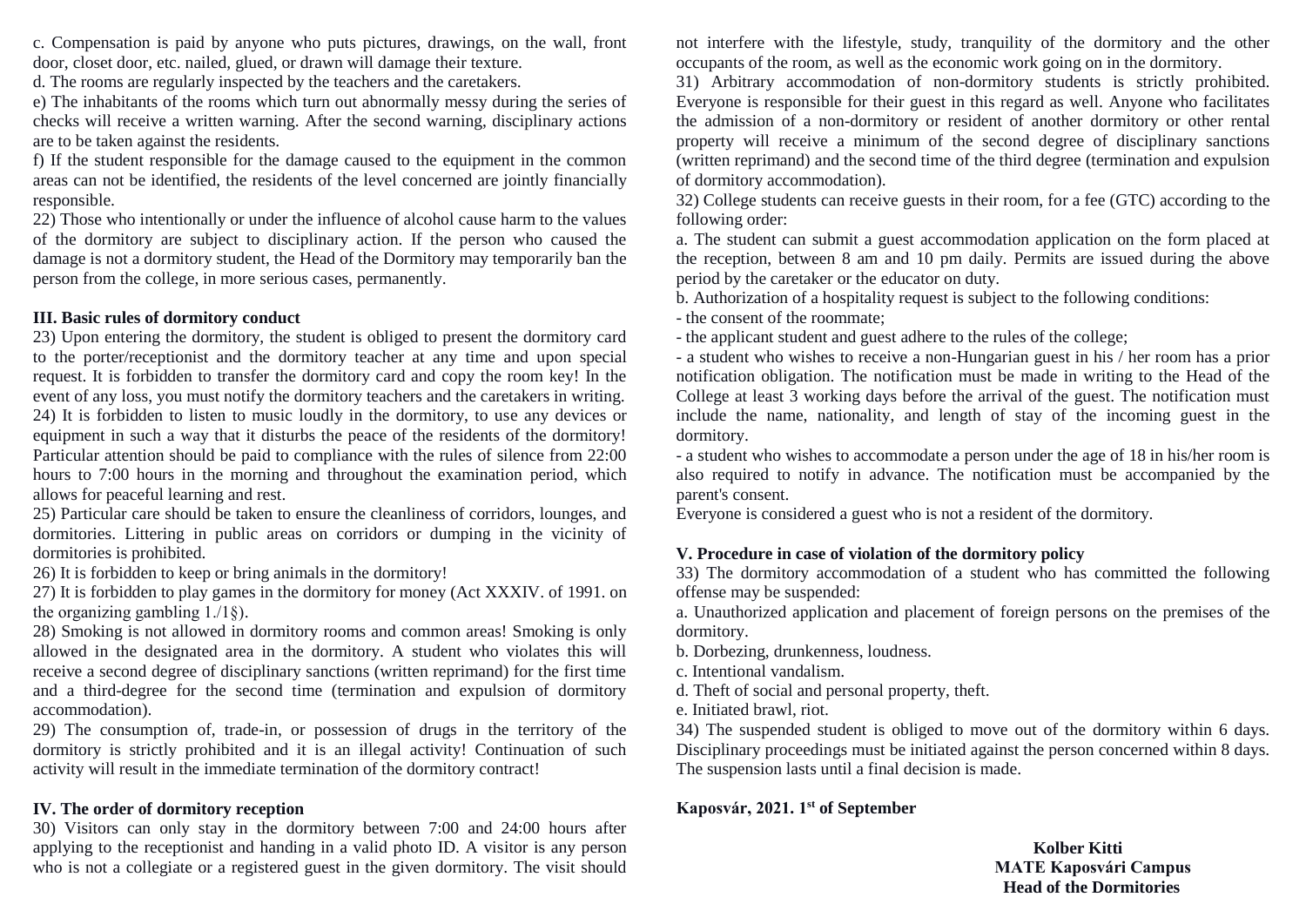c. Compensation is paid by anyone who puts pictures, drawings, on the wall, front door, closet door, etc. nailed, glued, or drawn will damage their texture.

d. The rooms are regularly inspected by the teachers and the caretakers.

e) The inhabitants of the rooms which turn out abnormally messy during the series of checks will receive a written warning. After the second warning, disciplinary actions are to be taken against the residents.

f) If the student responsible for the damage caused to the equipment in the common areas can not be identified, the residents of the level concerned are jointly financially responsible.

22) Those who intentionally or under the influence of alcohol cause harm to the values of the dormitory are subject to disciplinary action. If the person who caused the damage is not a dormitory student, the Head of the Dormitory may temporarily ban the person from the college, in more serious cases, permanently.

**III. Basic rules of dormitory conduct**

23) Upon entering the dormitory, the student is obliged to present the dormitory card to the porter/receptionist and the dormitory teacher at any time and upon special request. It is forbidden to transfer the dormitory card and copy the room key! In the event of any loss, you must notify the dormitory teachers and the caretakers in writing.

24) It is forbidden to listen to music loudly in the dormitory, to use any devices or equipment in such a way that it disturbs the peace of the residents of the dormitory! Particular attention should be paid to compliance with the rules of silence from 22:00 hours to 7:00 hours in the morning and throughout the examination period, which allows for peaceful learning and rest.

25) Particular care should be taken to ensure the cleanliness of corridors, lounges, and dormitories. Littering in public areas on corridors or dumping in the vicinity of dormitories is prohibited.

26) It is forbidden to keep or bring animals in the dormitory!

27) It is forbidden to play games in the dormitory for money (Act XXXIV. of 1991. on the organizing gambling 1./1§).

28) Smoking is not allowed in dormitory rooms and common areas! Smoking is only allowed in the designated area in the dormitory. A student who violates this will receive a second degree of disciplinary sanctions (written reprimand) for the first time and a third-degree for the second time (termination and expulsion of dormitory accommodation).

29) The consumption of, trade-in, or possession of drugs in the territory of the dormitory is strictly prohibited and it is an illegal activity! Continuation of such activity will result in the immediate termination of the dormitory contract!

**IV. The order of dormitory reception**

30) Visitors can only stay in the dormitory between 7:00 and 24:00 hours after applying to the receptionist and handing in a valid photo ID. A visitor is any person who is not a collegiate or a registered guest in the given dormitory. The visit should not interfere with the lifestyle, study, tranquility of the dormitory and the other occupants of the room, as well as the economic work going on in the dormitory.

31) Arbitrary accommodation of non-dormitory students is strictly prohibited. Everyone is responsible for their guest in this regard as well. Anyone who facilitates the admission of a non-dormitory or resident of another dormitory or other rental property will receive a minimum of the second degree of disciplinary sanctions (written reprimand) and the second time of the third degree (termination and expulsion of dormitory accommodation).

32) College students can receive guests in their room, for a fee (GTC) according to the following order:

a. The student can submit a guest accommodation application on the form placed at the reception, between 8 am and 10 pm daily. Permits are issued during the above period by the caretaker or the educator on duty.

b. Authorization of a hospitality request is subject to the following conditions:

- the consent of the roommate;
- the applicant student and guest adhere to the rules of the college;
- a student who wishes to receive a non-Hungarian guest in his / her room has a prior notification obligation. The notification must be made in writing to the Head of the College at least 3 working days before the arrival of the guest. The notification must include the name, nationality, and length of stay of the incoming guest in the dormitory.
- a student who wishes to accommodate a person under the age of 18 in his/her room is also required to notify in advance. The notification must be accompanied by the parent's consent.

Everyone is considered a guest who is not a resident of the dormitory.

**V. Procedure in case of violation of the dormitory policy**

33) The dormitory accommodation of a student who has committed the following offense may be suspended:

a. Unauthorized application and placement of foreign persons on the premises of the dormitory.

b. Dorbezing, drunkenness, loudness.

c. Intentional vandalism.

d. Theft of social and personal property, theft.

e. Initiated brawl, riot.

34) The suspended student is obliged to move out of the dormitory within 6 days. Disciplinary proceedings must be initiated against the person concerned within 8 days. The suspension lasts until a final decision is made.

**Kaposvár, 2021. 1st of September**

**Kolber Kitti**
**MATE Kaposvári Campus**
**Head of the Dormitories**